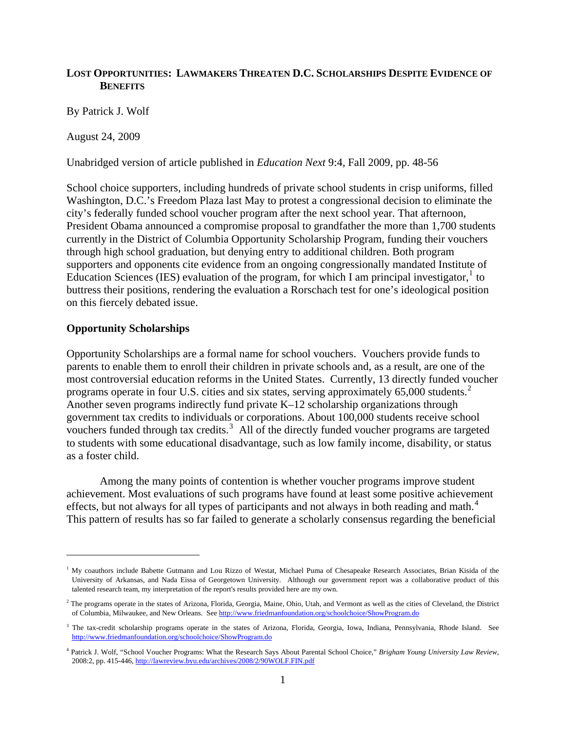# LOST OPPORTUNITIES: LAWMAKERS THREATEN D.C. SCHOLARSHIPS DESPITE EVIDENCE OF BENEFITS

By Patrick J. Wolf

August 24, 2009

Unabridged version of article published in *Education Next* 9:4, Fall 2009, pp. 48-56

School choice supporters, including hundreds of private school students in crisp uniforms, filled Washington, D.C.'s Freedom Plaza last May to protest a congressional decision to eliminate the city's federally funded school voucher program after the next school year. That afternoon, President Obama announced a compromise proposal to grandfather the more than 1,700 students currently in the District of Columbia Opportunity Scholarship Program, funding their vouchers through high school graduation, but denying entry to additional children. Both program supporters and opponents cite evidence from an ongoing congressionally mandated Institute of Education Sciences (IES) evaluation of the program, for which I am principal investigator,[1] to buttress their positions, rendering the evaluation a Rorschach test for one's ideological position on this fiercely debated issue.

## Opportunity Scholarships

Opportunity Scholarships are a formal name for school vouchers. Vouchers provide funds to parents to enable them to enroll their children in private schools and, as a result, are one of the most controversial education reforms in the United States. Currently, 13 directly funded voucher programs operate in four U.S. cities and six states, serving approximately 65,000 students.[2] Another seven programs indirectly fund private K–12 scholarship organizations through government tax credits to individuals or corporations. About 100,000 students receive school vouchers funded through tax credits.[3] All of the directly funded voucher programs are targeted to students with some educational disadvantage, such as low family income, disability, or status as a foster child.

Among the many points of contention is whether voucher programs improve student achievement. Most evaluations of such programs have found at least some positive achievement effects, but not always for all types of participants and not always in both reading and math.[4] This pattern of results has so far failed to generate a scholarly consensus regarding the beneficial

---

[1] My coauthors include Babette Gutmann and Lou Rizzo of Westat, Michael Puma of Chesapeake Research Associates, Brian Kisida of the University of Arkansas, and Nada Eissa of Georgetown University. Although our government report was a collaborative product of this talented research team, my interpretation of the report's results provided here are my own.

[2] The programs operate in the states of Arizona, Florida, Georgia, Maine, Ohio, Utah, and Vermont as well as the cities of Cleveland, the District of Columbia, Milwaukee, and New Orleans. See http://www.friedmanfoundation.org/schoolchoice/ShowProgram.do

[3] The tax-credit scholarship programs operate in the states of Arizona, Florida, Georgia, Iowa, Indiana, Pennsylvania, Rhode Island. See http://www.friedmanfoundation.org/schoolchoice/ShowProgram.do

[4] Patrick J. Wolf, "School Voucher Programs: What the Research Says About Parental School Choice," *Brigham Young University Law Review*, 2008:2, pp. 415-446, http://lawreview.byu.edu/archives/2008/2/90WOLF.FIN.pdf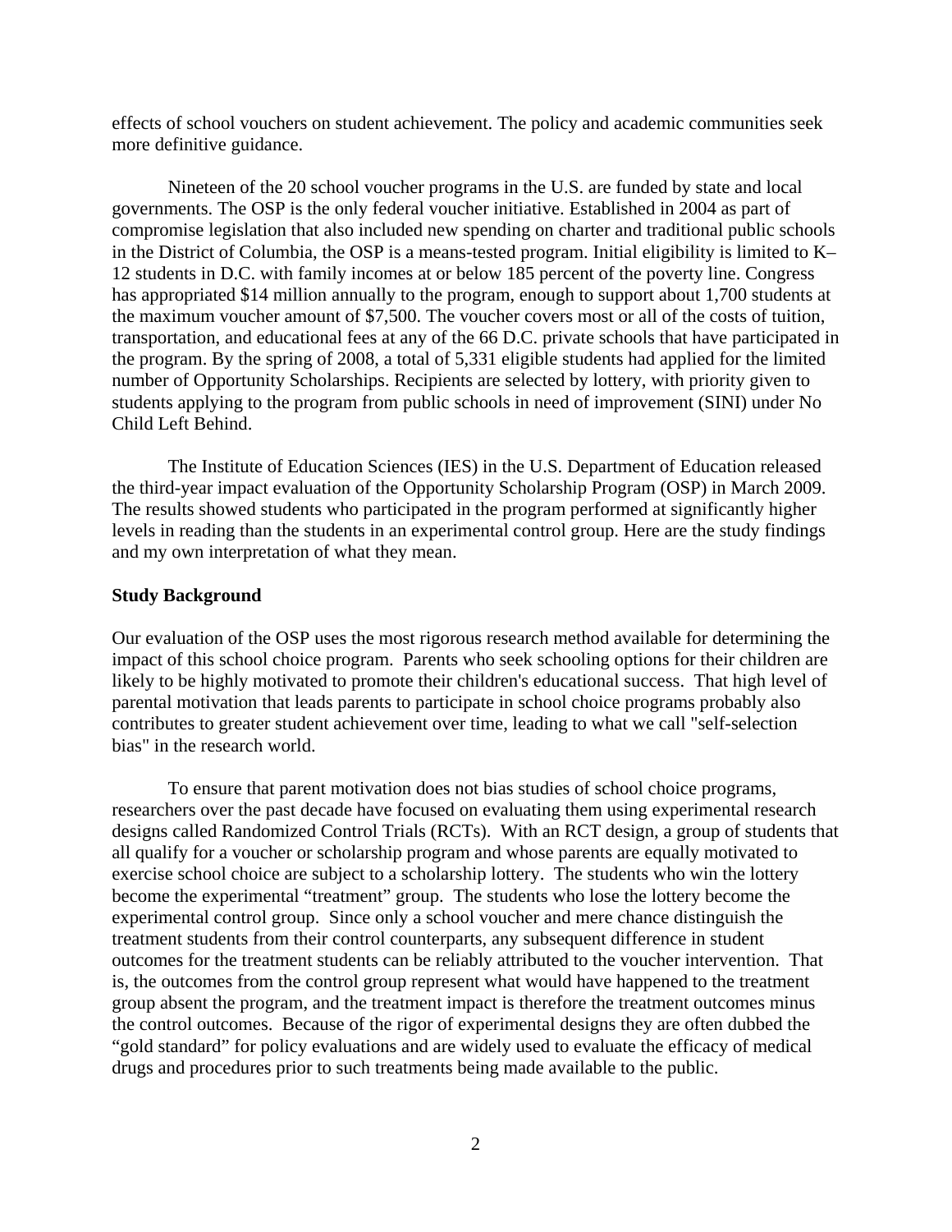effects of school vouchers on student achievement. The policy and academic communities seek more definitive guidance.

Nineteen of the 20 school voucher programs in the U.S. are funded by state and local governments. The OSP is the only federal voucher initiative. Established in 2004 as part of compromise legislation that also included new spending on charter and traditional public schools in the District of Columbia, the OSP is a means-tested program. Initial eligibility is limited to K–12 students in D.C. with family incomes at or below 185 percent of the poverty line. Congress has appropriated $14 million annually to the program, enough to support about 1,700 students at the maximum voucher amount of $7,500. The voucher covers most or all of the costs of tuition, transportation, and educational fees at any of the 66 D.C. private schools that have participated in the program. By the spring of 2008, a total of 5,331 eligible students had applied for the limited number of Opportunity Scholarships. Recipients are selected by lottery, with priority given to students applying to the program from public schools in need of improvement (SINI) under No Child Left Behind.

The Institute of Education Sciences (IES) in the U.S. Department of Education released the third-year impact evaluation of the Opportunity Scholarship Program (OSP) in March 2009. The results showed students who participated in the program performed at significantly higher levels in reading than the students in an experimental control group. Here are the study findings and my own interpretation of what they mean.

**Study Background**

Our evaluation of the OSP uses the most rigorous research method available for determining the impact of this school choice program. Parents who seek schooling options for their children are likely to be highly motivated to promote their children's educational success. That high level of parental motivation that leads parents to participate in school choice programs probably also contributes to greater student achievement over time, leading to what we call "self-selection bias" in the research world.

To ensure that parent motivation does not bias studies of school choice programs, researchers over the past decade have focused on evaluating them using experimental research designs called Randomized Control Trials (RCTs). With an RCT design, a group of students that all qualify for a voucher or scholarship program and whose parents are equally motivated to exercise school choice are subject to a scholarship lottery. The students who win the lottery become the experimental "treatment" group. The students who lose the lottery become the experimental control group. Since only a school voucher and mere chance distinguish the treatment students from their control counterparts, any subsequent difference in student outcomes for the treatment students can be reliably attributed to the voucher intervention. That is, the outcomes from the control group represent what would have happened to the treatment group absent the program, and the treatment impact is therefore the treatment outcomes minus the control outcomes. Because of the rigor of experimental designs they are often dubbed the "gold standard" for policy evaluations and are widely used to evaluate the efficacy of medical drugs and procedures prior to such treatments being made available to the public.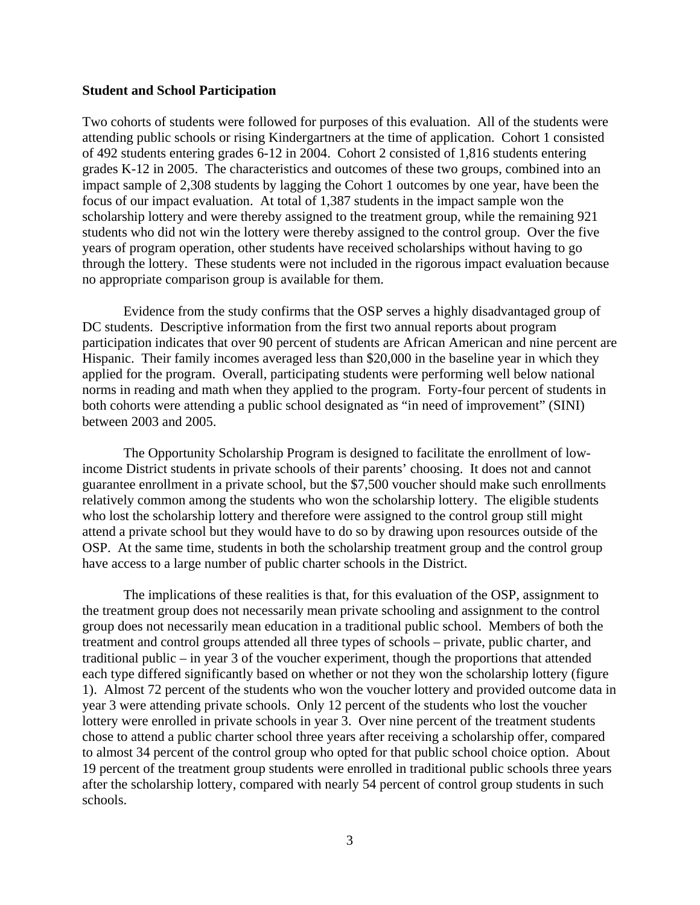**Student and School Participation**

Two cohorts of students were followed for purposes of this evaluation. All of the students were attending public schools or rising Kindergartners at the time of application. Cohort 1 consisted of 492 students entering grades 6-12 in 2004. Cohort 2 consisted of 1,816 students entering grades K-12 in 2005. The characteristics and outcomes of these two groups, combined into an impact sample of 2,308 students by lagging the Cohort 1 outcomes by one year, have been the focus of our impact evaluation. At total of 1,387 students in the impact sample won the scholarship lottery and were thereby assigned to the treatment group, while the remaining 921 students who did not win the lottery were thereby assigned to the control group. Over the five years of program operation, other students have received scholarships without having to go through the lottery. These students were not included in the rigorous impact evaluation because no appropriate comparison group is available for them.

Evidence from the study confirms that the OSP serves a highly disadvantaged group of DC students. Descriptive information from the first two annual reports about program participation indicates that over 90 percent of students are African American and nine percent are Hispanic. Their family incomes averaged less than $20,000 in the baseline year in which they applied for the program. Overall, participating students were performing well below national norms in reading and math when they applied to the program. Forty-four percent of students in both cohorts were attending a public school designated as "in need of improvement" (SINI) between 2003 and 2005.

The Opportunity Scholarship Program is designed to facilitate the enrollment of low-income District students in private schools of their parents' choosing. It does not and cannot guarantee enrollment in a private school, but the $7,500 voucher should make such enrollments relatively common among the students who won the scholarship lottery. The eligible students who lost the scholarship lottery and therefore were assigned to the control group still might attend a private school but they would have to do so by drawing upon resources outside of the OSP. At the same time, students in both the scholarship treatment group and the control group have access to a large number of public charter schools in the District.

The implications of these realities is that, for this evaluation of the OSP, assignment to the treatment group does not necessarily mean private schooling and assignment to the control group does not necessarily mean education in a traditional public school. Members of both the treatment and control groups attended all three types of schools – private, public charter, and traditional public – in year 3 of the voucher experiment, though the proportions that attended each type differed significantly based on whether or not they won the scholarship lottery (figure 1). Almost 72 percent of the students who won the voucher lottery and provided outcome data in year 3 were attending private schools. Only 12 percent of the students who lost the voucher lottery were enrolled in private schools in year 3. Over nine percent of the treatment students chose to attend a public charter school three years after receiving a scholarship offer, compared to almost 34 percent of the control group who opted for that public school choice option. About 19 percent of the treatment group students were enrolled in traditional public schools three years after the scholarship lottery, compared with nearly 54 percent of control group students in such schools.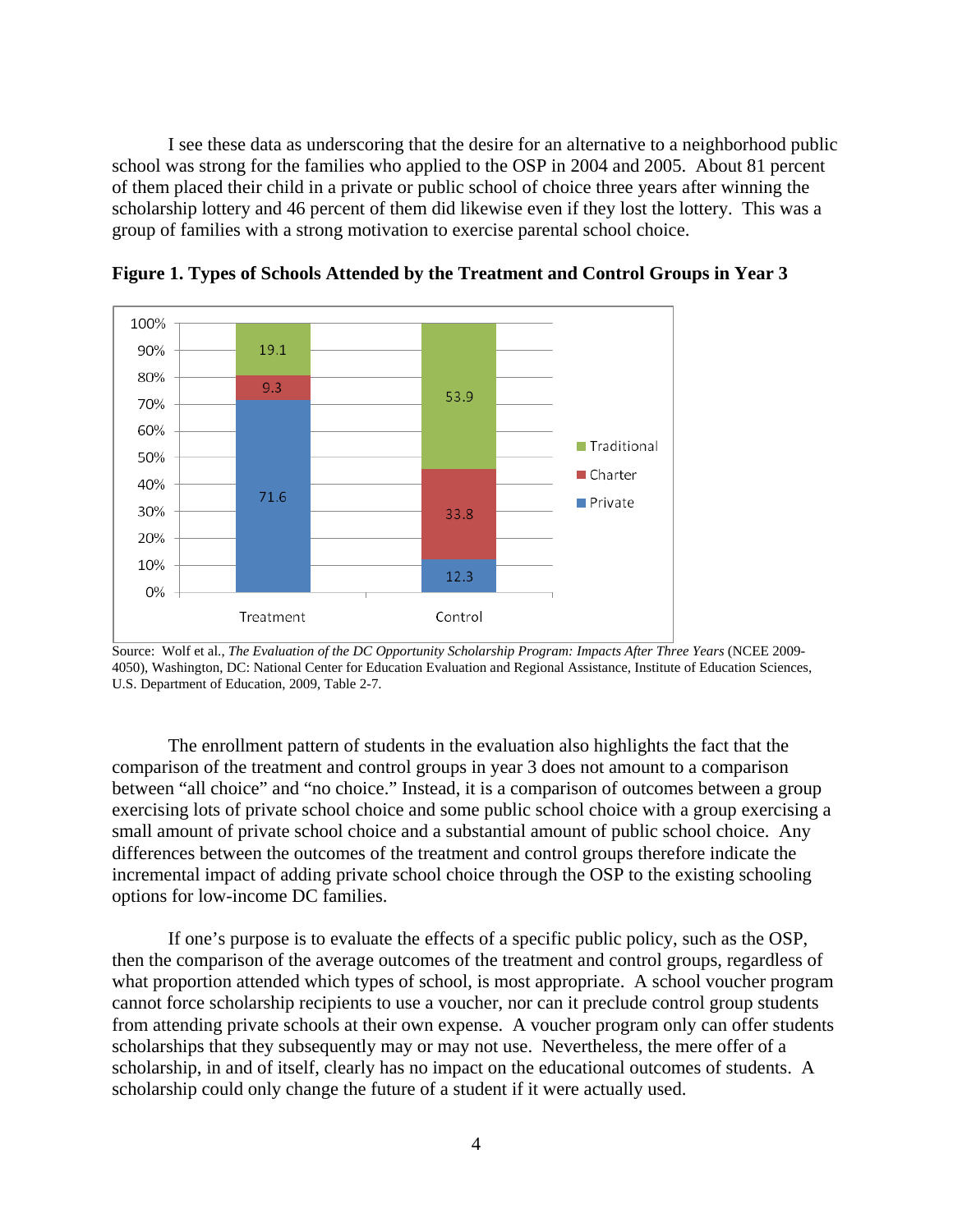I see these data as underscoring that the desire for an alternative to a neighborhood public school was strong for the families who applied to the OSP in 2004 and 2005. About 81 percent of them placed their child in a private or public school of choice three years after winning the scholarship lottery and 46 percent of them did likewise even if they lost the lottery. This was a group of families with a strong motivation to exercise parental school choice.

**Figure 1. Types of Schools Attended by the Treatment and Control Groups in Year 3**

| | Treatment | Control |
|---|---|---|
| Traditional | 19.1 | 53.9 |
| Charter | 9.3 | 33.8 |
| Private | 71.6 | 12.3 |

Source: Wolf et al., *The Evaluation of the DC Opportunity Scholarship Program: Impacts After Three Years* (NCEE 2009-4050), Washington, DC: National Center for Education Evaluation and Regional Assistance, Institute of Education Sciences, U.S. Department of Education, 2009, Table 2-7.

The enrollment pattern of students in the evaluation also highlights the fact that the comparison of the treatment and control groups in year 3 does not amount to a comparison between "all choice" and "no choice." Instead, it is a comparison of outcomes between a group exercising lots of private school choice and some public school choice with a group exercising a small amount of private school choice and a substantial amount of public school choice. Any differences between the outcomes of the treatment and control groups therefore indicate the incremental impact of adding private school choice through the OSP to the existing schooling options for low-income DC families.

If one's purpose is to evaluate the effects of a specific public policy, such as the OSP, then the comparison of the average outcomes of the treatment and control groups, regardless of what proportion attended which types of school, is most appropriate. A school voucher program cannot force scholarship recipients to use a voucher, nor can it preclude control group students from attending private schools at their own expense. A voucher program only can offer students scholarships that they subsequently may or may not use. Nevertheless, the mere offer of a scholarship, in and of itself, clearly has no impact on the educational outcomes of students. A scholarship could only change the future of a student if it were actually used.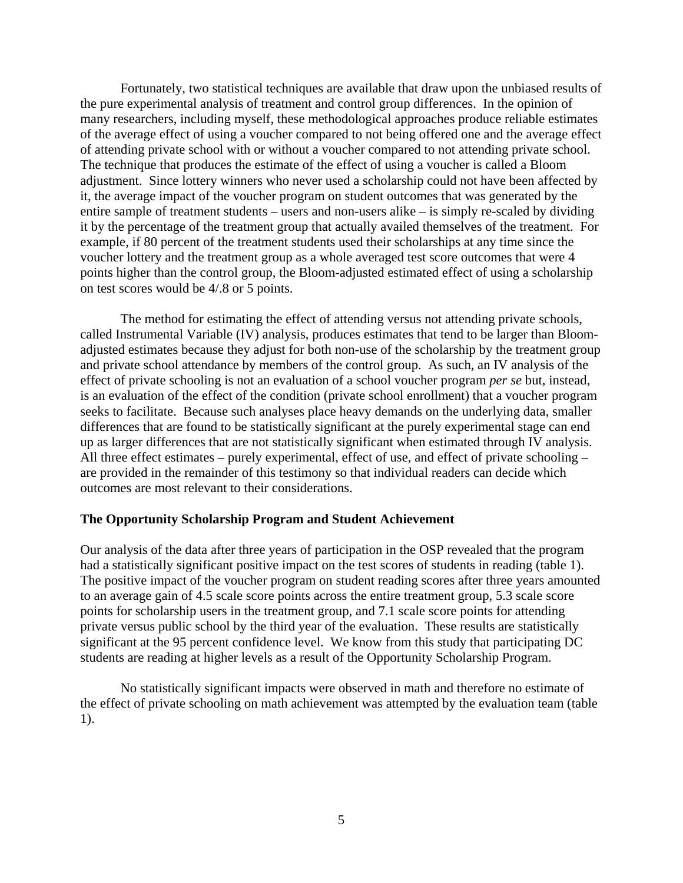Fortunately, two statistical techniques are available that draw upon the unbiased results of the pure experimental analysis of treatment and control group differences. In the opinion of many researchers, including myself, these methodological approaches produce reliable estimates of the average effect of using a voucher compared to not being offered one and the average effect of attending private school with or without a voucher compared to not attending private school. The technique that produces the estimate of the effect of using a voucher is called a Bloom adjustment. Since lottery winners who never used a scholarship could not have been affected by it, the average impact of the voucher program on student outcomes that was generated by the entire sample of treatment students – users and non-users alike – is simply re-scaled by dividing it by the percentage of the treatment group that actually availed themselves of the treatment. For example, if 80 percent of the treatment students used their scholarships at any time since the voucher lottery and the treatment group as a whole averaged test score outcomes that were 4 points higher than the control group, the Bloom-adjusted estimated effect of using a scholarship on test scores would be 4/.8 or 5 points.

The method for estimating the effect of attending versus not attending private schools, called Instrumental Variable (IV) analysis, produces estimates that tend to be larger than Bloom-adjusted estimates because they adjust for both non-use of the scholarship by the treatment group and private school attendance by members of the control group. As such, an IV analysis of the effect of private schooling is not an evaluation of a school voucher program *per se* but, instead, is an evaluation of the effect of the condition (private school enrollment) that a voucher program seeks to facilitate. Because such analyses place heavy demands on the underlying data, smaller differences that are found to be statistically significant at the purely experimental stage can end up as larger differences that are not statistically significant when estimated through IV analysis. All three effect estimates – purely experimental, effect of use, and effect of private schooling – are provided in the remainder of this testimony so that individual readers can decide which outcomes are most relevant to their considerations.

**The Opportunity Scholarship Program and Student Achievement**

Our analysis of the data after three years of participation in the OSP revealed that the program had a statistically significant positive impact on the test scores of students in reading (table 1). The positive impact of the voucher program on student reading scores after three years amounted to an average gain of 4.5 scale score points across the entire treatment group, 5.3 scale score points for scholarship users in the treatment group, and 7.1 scale score points for attending private versus public school by the third year of the evaluation. These results are statistically significant at the 95 percent confidence level. We know from this study that participating DC students are reading at higher levels as a result of the Opportunity Scholarship Program.

No statistically significant impacts were observed in math and therefore no estimate of the effect of private schooling on math achievement was attempted by the evaluation team (table 1).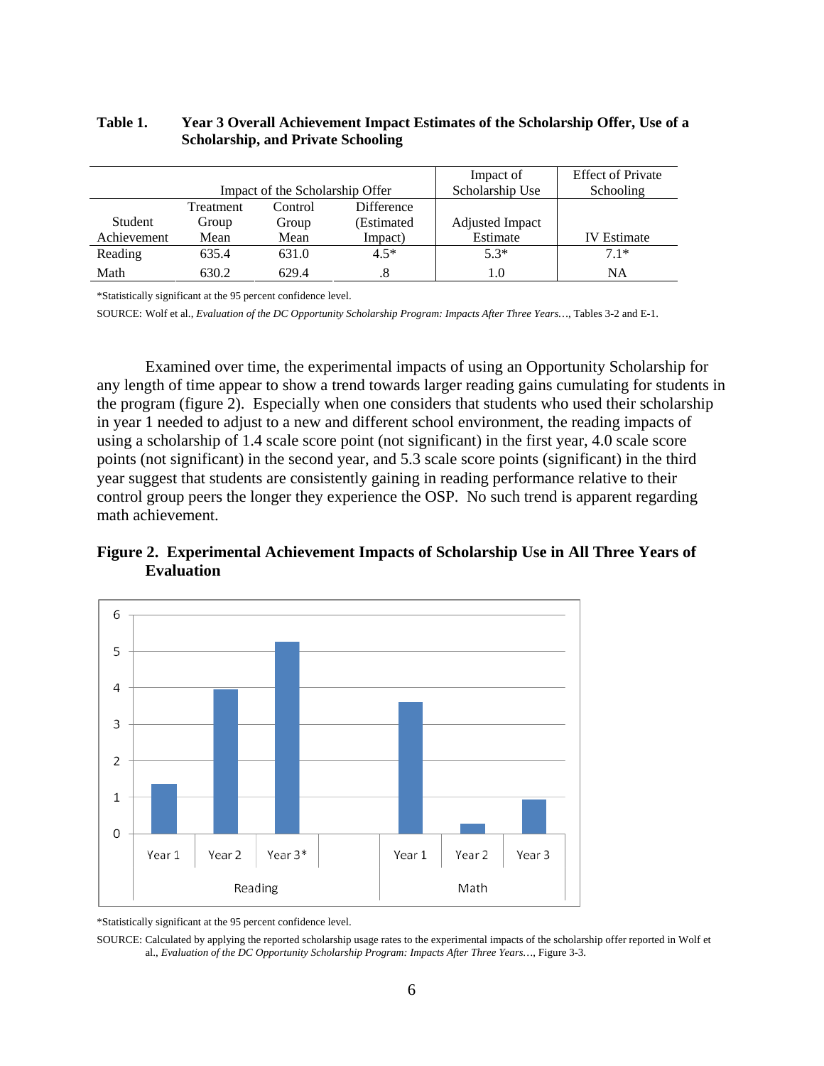**Table 1. Year 3 Overall Achievement Impact Estimates of the Scholarship Offer, Use of a Scholarship, and Private Schooling**

| | Impact of the Scholarship Offer | | | Impact of Scholarship Use | Effect of Private Schooling |
|---|---|---|---|---|---|
| Student Achievement | Treatment Group Mean | Control Group Mean | Difference (Estimated Impact) | Adjusted Impact Estimate | IV Estimate |
| Reading | 635.4 | 631.0 | 4.5* | 5.3* | 7.1* |
| Math | 630.2 | 629.4 | .8 | 1.0 | NA |

*Statistically significant at the 95 percent confidence level.

SOURCE: Wolf et al., *Evaluation of the DC Opportunity Scholarship Program: Impacts After Three Years…*, Tables 3-2 and E-1.

Examined over time, the experimental impacts of using an Opportunity Scholarship for any length of time appear to show a trend towards larger reading gains cumulating for students in the program (figure 2). Especially when one considers that students who used their scholarship in year 1 needed to adjust to a new and different school environment, the reading impacts of using a scholarship of 1.4 scale score point (not significant) in the first year, 4.0 scale score points (not significant) in the second year, and 5.3 scale score points (significant) in the third year suggest that students are consistently gaining in reading performance relative to their control group peers the longer they experience the OSP. No such trend is apparent regarding math achievement.

**Figure 2. Experimental Achievement Impacts of Scholarship Use in All Three Years of Evaluation**

| | Reading | | | Math | | |
|---|---|---|---|---|---|---|
| | Year 1 | Year 2 | Year 3* | Year 1 | Year 2 | Year 3 |

*Statistically significant at the 95 percent confidence level.

SOURCE: Calculated by applying the reported scholarship usage rates to the experimental impacts of the scholarship offer reported in Wolf et al., *Evaluation of the DC Opportunity Scholarship Program: Impacts After Three Years…*, Figure 3-3.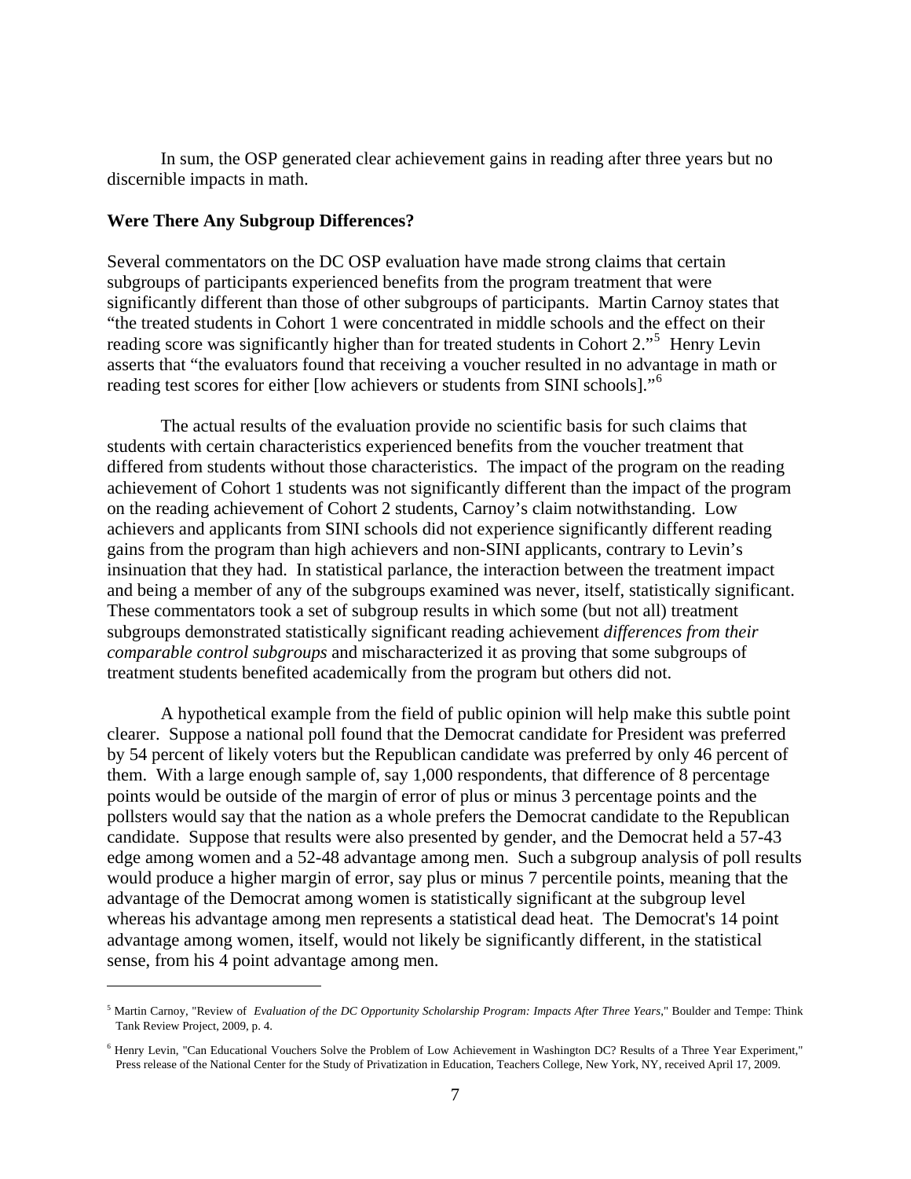In sum, the OSP generated clear achievement gains in reading after three years but no discernible impacts in math.

**Were There Any Subgroup Differences?**

Several commentators on the DC OSP evaluation have made strong claims that certain subgroups of participants experienced benefits from the program treatment that were significantly different than those of other subgroups of participants. Martin Carnoy states that "the treated students in Cohort 1 were concentrated in middle schools and the effect on their reading score was significantly higher than for treated students in Cohort 2."[5] Henry Levin asserts that "the evaluators found that receiving a voucher resulted in no advantage in math or reading test scores for either [low achievers or students from SINI schools]."[6]

The actual results of the evaluation provide no scientific basis for such claims that students with certain characteristics experienced benefits from the voucher treatment that differed from students without those characteristics. The impact of the program on the reading achievement of Cohort 1 students was not significantly different than the impact of the program on the reading achievement of Cohort 2 students, Carnoy's claim notwithstanding. Low achievers and applicants from SINI schools did not experience significantly different reading gains from the program than high achievers and non-SINI applicants, contrary to Levin's insinuation that they had. In statistical parlance, the interaction between the treatment impact and being a member of any of the subgroups examined was never, itself, statistically significant. These commentators took a set of subgroup results in which some (but not all) treatment subgroups demonstrated statistically significant reading achievement *differences from their comparable control subgroups* and mischaracterized it as proving that some subgroups of treatment students benefited academically from the program but others did not.

A hypothetical example from the field of public opinion will help make this subtle point clearer. Suppose a national poll found that the Democrat candidate for President was preferred by 54 percent of likely voters but the Republican candidate was preferred by only 46 percent of them. With a large enough sample of, say 1,000 respondents, that difference of 8 percentage points would be outside of the margin of error of plus or minus 3 percentage points and the pollsters would say that the nation as a whole prefers the Democrat candidate to the Republican candidate. Suppose that results were also presented by gender, and the Democrat held a 57-43 edge among women and a 52-48 advantage among men. Such a subgroup analysis of poll results would produce a higher margin of error, say plus or minus 7 percentile points, meaning that the advantage of the Democrat among women is statistically significant at the subgroup level whereas his advantage among men represents a statistical dead heat. The Democrat's 14 point advantage among women, itself, would not likely be significantly different, in the statistical sense, from his 4 point advantage among men.

---

[5] Martin Carnoy, "Review of *Evaluation of the DC Opportunity Scholarship Program: Impacts After Three Years*," Boulder and Tempe: Think Tank Review Project, 2009, p. 4.

[6] Henry Levin, "Can Educational Vouchers Solve the Problem of Low Achievement in Washington DC? Results of a Three Year Experiment," Press release of the National Center for the Study of Privatization in Education, Teachers College, New York, NY, received April 17, 2009.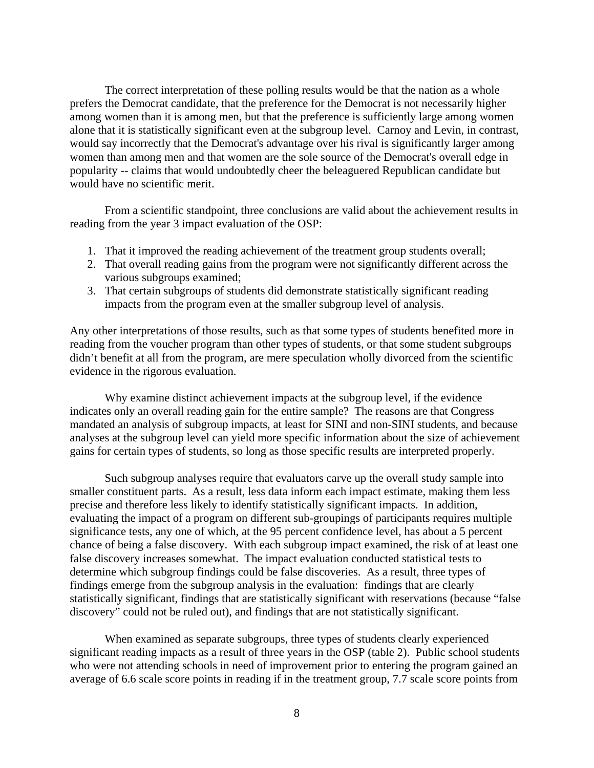The correct interpretation of these polling results would be that the nation as a whole prefers the Democrat candidate, that the preference for the Democrat is not necessarily higher among women than it is among men, but that the preference is sufficiently large among women alone that it is statistically significant even at the subgroup level. Carnoy and Levin, in contrast, would say incorrectly that the Democrat's advantage over his rival is significantly larger among women than among men and that women are the sole source of the Democrat's overall edge in popularity -- claims that would undoubtedly cheer the beleaguered Republican candidate but would have no scientific merit.

From a scientific standpoint, three conclusions are valid about the achievement results in reading from the year 3 impact evaluation of the OSP:

1. That it improved the reading achievement of the treatment group students overall;
2. That overall reading gains from the program were not significantly different across the various subgroups examined;
3. That certain subgroups of students did demonstrate statistically significant reading impacts from the program even at the smaller subgroup level of analysis.

Any other interpretations of those results, such as that some types of students benefited more in reading from the voucher program than other types of students, or that some student subgroups didn't benefit at all from the program, are mere speculation wholly divorced from the scientific evidence in the rigorous evaluation.

Why examine distinct achievement impacts at the subgroup level, if the evidence indicates only an overall reading gain for the entire sample? The reasons are that Congress mandated an analysis of subgroup impacts, at least for SINI and non-SINI students, and because analyses at the subgroup level can yield more specific information about the size of achievement gains for certain types of students, so long as those specific results are interpreted properly.

Such subgroup analyses require that evaluators carve up the overall study sample into smaller constituent parts. As a result, less data inform each impact estimate, making them less precise and therefore less likely to identify statistically significant impacts. In addition, evaluating the impact of a program on different sub-groupings of participants requires multiple significance tests, any one of which, at the 95 percent confidence level, has about a 5 percent chance of being a false discovery. With each subgroup impact examined, the risk of at least one false discovery increases somewhat. The impact evaluation conducted statistical tests to determine which subgroup findings could be false discoveries. As a result, three types of findings emerge from the subgroup analysis in the evaluation: findings that are clearly statistically significant, findings that are statistically significant with reservations (because "false discovery" could not be ruled out), and findings that are not statistically significant.

When examined as separate subgroups, three types of students clearly experienced significant reading impacts as a result of three years in the OSP (table 2). Public school students who were not attending schools in need of improvement prior to entering the program gained an average of 6.6 scale score points in reading if in the treatment group, 7.7 scale score points from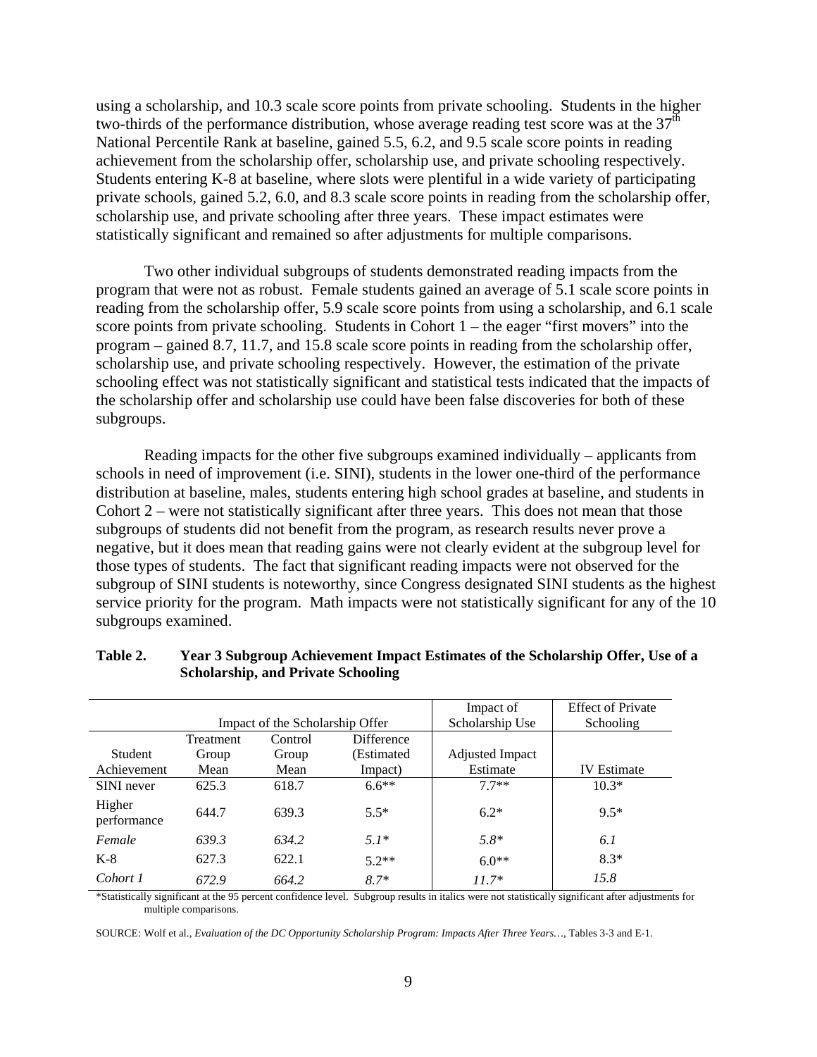using a scholarship, and 10.3 scale score points from private schooling. Students in the higher two-thirds of the performance distribution, whose average reading test score was at the 37th National Percentile Rank at baseline, gained 5.5, 6.2, and 9.5 scale score points in reading achievement from the scholarship offer, scholarship use, and private schooling respectively. Students entering K-8 at baseline, where slots were plentiful in a wide variety of participating private schools, gained 5.2, 6.0, and 8.3 scale score points in reading from the scholarship offer, scholarship use, and private schooling after three years. These impact estimates were statistically significant and remained so after adjustments for multiple comparisons.

Two other individual subgroups of students demonstrated reading impacts from the program that were not as robust. Female students gained an average of 5.1 scale score points in reading from the scholarship offer, 5.9 scale score points from using a scholarship, and 6.1 scale score points from private schooling. Students in Cohort 1 – the eager "first movers" into the program – gained 8.7, 11.7, and 15.8 scale score points in reading from the scholarship offer, scholarship use, and private schooling respectively. However, the estimation of the private schooling effect was not statistically significant and statistical tests indicated that the impacts of the scholarship offer and scholarship use could have been false discoveries for both of these subgroups.

Reading impacts for the other five subgroups examined individually – applicants from schools in need of improvement (i.e. SINI), students in the lower one-third of the performance distribution at baseline, males, students entering high school grades at baseline, and students in Cohort 2 – were not statistically significant after three years. This does not mean that those subgroups of students did not benefit from the program, as research results never prove a negative, but it does mean that reading gains were not clearly evident at the subgroup level for those types of students. The fact that significant reading impacts were not observed for the subgroup of SINI students is noteworthy, since Congress designated SINI students as the highest service priority for the program. Math impacts were not statistically significant for any of the 10 subgroups examined.

**Table 2. Year 3 Subgroup Achievement Impact Estimates of the Scholarship Offer, Use of a Scholarship, and Private Schooling**

| | Impact of the Scholarship Offer | | | Impact of Scholarship Use | Effect of Private Schooling |
|---|---|---|---|---|---|
| Student Achievement | Treatment Group Mean | Control Group Mean | Difference (Estimated Impact) | Adjusted Impact Estimate | IV Estimate |
| SINI never | 625.3 | 618.7 | 6.6** | 7.7** | 10.3* |
| Higher performance | 644.7 | 639.3 | 5.5* | 6.2* | 9.5* |
| *Female* | *639.3* | *634.2* | *5.1** | *5.8** | *6.1* |
| K-8 | 627.3 | 622.1 | 5.2** | 6.0** | 8.3* |
| *Cohort 1* | *672.9* | *664.2* | *8.7** | *11.7** | *15.8* |

*Statistically significant at the 95 percent confidence level. Subgroup results in italics were not statistically significant after adjustments for multiple comparisons.

SOURCE: Wolf et al., *Evaluation of the DC Opportunity Scholarship Program: Impacts After Three Years…*, Tables 3-3 and E-1.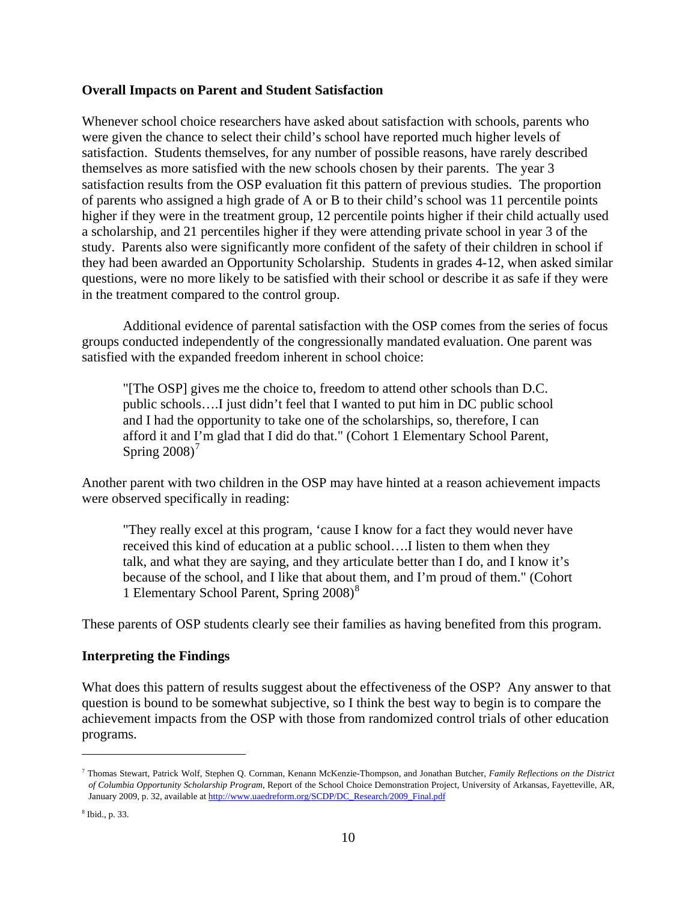**Overall Impacts on Parent and Student Satisfaction**

Whenever school choice researchers have asked about satisfaction with schools, parents who were given the chance to select their child's school have reported much higher levels of satisfaction. Students themselves, for any number of possible reasons, have rarely described themselves as more satisfied with the new schools chosen by their parents. The year 3 satisfaction results from the OSP evaluation fit this pattern of previous studies. The proportion of parents who assigned a high grade of A or B to their child's school was 11 percentile points higher if they were in the treatment group, 12 percentile points higher if their child actually used a scholarship, and 21 percentiles higher if they were attending private school in year 3 of the study. Parents also were significantly more confident of the safety of their children in school if they had been awarded an Opportunity Scholarship. Students in grades 4-12, when asked similar questions, were no more likely to be satisfied with their school or describe it as safe if they were in the treatment compared to the control group.

Additional evidence of parental satisfaction with the OSP comes from the series of focus groups conducted independently of the congressionally mandated evaluation. One parent was satisfied with the expanded freedom inherent in school choice:

> "[The OSP] gives me the choice to, freedom to attend other schools than D.C. public schools….I just didn't feel that I wanted to put him in DC public school and I had the opportunity to take one of the scholarships, so, therefore, I can afford it and I'm glad that I did do that." (Cohort 1 Elementary School Parent, Spring 2008)[7]

Another parent with two children in the OSP may have hinted at a reason achievement impacts were observed specifically in reading:

> "They really excel at this program, 'cause I know for a fact they would never have received this kind of education at a public school….I listen to them when they talk, and what they are saying, and they articulate better than I do, and I know it's because of the school, and I like that about them, and I'm proud of them." (Cohort 1 Elementary School Parent, Spring 2008)[8]

These parents of OSP students clearly see their families as having benefited from this program.

**Interpreting the Findings**

What does this pattern of results suggest about the effectiveness of the OSP? Any answer to that question is bound to be somewhat subjective, so I think the best way to begin is to compare the achievement impacts from the OSP with those from randomized control trials of other education programs.

---

[7] Thomas Stewart, Patrick Wolf, Stephen Q. Cornman, Kenann McKenzie-Thompson, and Jonathan Butcher, *Family Reflections on the District of Columbia Opportunity Scholarship Program*, Report of the School Choice Demonstration Project, University of Arkansas, Fayetteville, AR, January 2009, p. 32, available at http://www.uaedreform.org/SCDP/DC_Research/2009_Final.pdf

[8] Ibid., p. 33.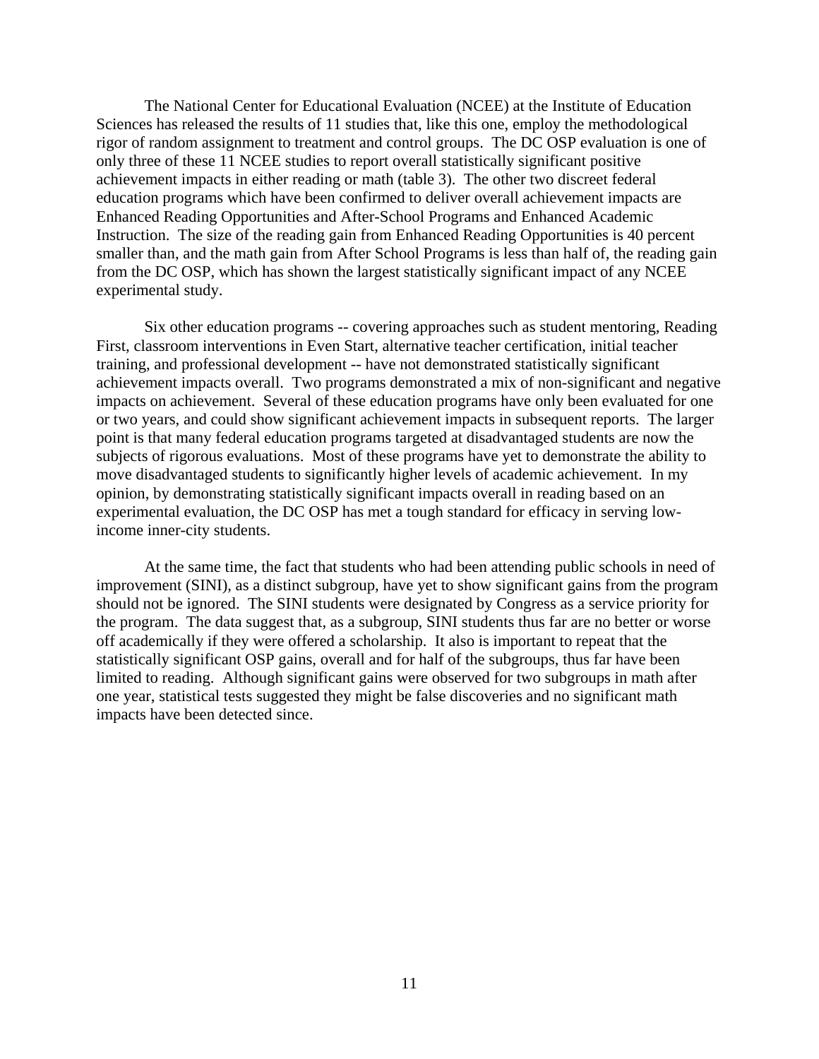The National Center for Educational Evaluation (NCEE) at the Institute of Education Sciences has released the results of 11 studies that, like this one, employ the methodological rigor of random assignment to treatment and control groups. The DC OSP evaluation is one of only three of these 11 NCEE studies to report overall statistically significant positive achievement impacts in either reading or math (table 3). The other two discreet federal education programs which have been confirmed to deliver overall achievement impacts are Enhanced Reading Opportunities and After-School Programs and Enhanced Academic Instruction. The size of the reading gain from Enhanced Reading Opportunities is 40 percent smaller than, and the math gain from After School Programs is less than half of, the reading gain from the DC OSP, which has shown the largest statistically significant impact of any NCEE experimental study.

Six other education programs -- covering approaches such as student mentoring, Reading First, classroom interventions in Even Start, alternative teacher certification, initial teacher training, and professional development -- have not demonstrated statistically significant achievement impacts overall. Two programs demonstrated a mix of non-significant and negative impacts on achievement. Several of these education programs have only been evaluated for one or two years, and could show significant achievement impacts in subsequent reports. The larger point is that many federal education programs targeted at disadvantaged students are now the subjects of rigorous evaluations. Most of these programs have yet to demonstrate the ability to move disadvantaged students to significantly higher levels of academic achievement. In my opinion, by demonstrating statistically significant impacts overall in reading based on an experimental evaluation, the DC OSP has met a tough standard for efficacy in serving low-income inner-city students.

At the same time, the fact that students who had been attending public schools in need of improvement (SINI), as a distinct subgroup, have yet to show significant gains from the program should not be ignored. The SINI students were designated by Congress as a service priority for the program. The data suggest that, as a subgroup, SINI students thus far are no better or worse off academically if they were offered a scholarship. It also is important to repeat that the statistically significant OSP gains, overall and for half of the subgroups, thus far have been limited to reading. Although significant gains were observed for two subgroups in math after one year, statistical tests suggested they might be false discoveries and no significant math impacts have been detected since.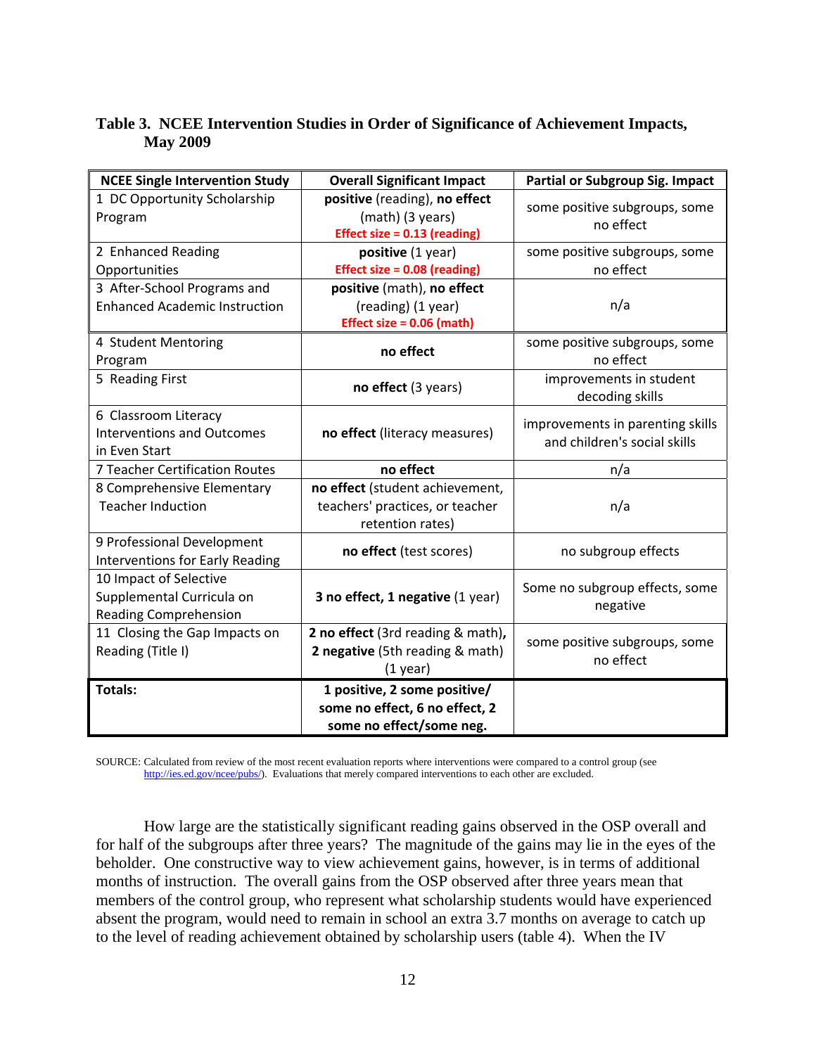**Table 3. NCEE Intervention Studies in Order of Significance of Achievement Impacts, May 2009**

| NCEE Single Intervention Study | Overall Significant Impact | Partial or Subgroup Sig. Impact |
|---|---|---|
| 1 DC Opportunity Scholarship Program | **positive** (reading), **no effect** (math) (3 years) **Effect size = 0.13 (reading)** | some positive subgroups, some no effect |
| 2 Enhanced Reading Opportunities | **positive** (1 year) **Effect size = 0.08 (reading)** | some positive subgroups, some no effect |
| 3 After-School Programs and Enhanced Academic Instruction | **positive** (math), **no effect** (reading) (1 year) **Effect size = 0.06 (math)** | n/a |
| 4 Student Mentoring Program | **no effect** | some positive subgroups, some no effect |
| 5 Reading First | **no effect** (3 years) | improvements in student decoding skills |
| 6 Classroom Literacy Interventions and Outcomes in Even Start | **no effect** (literacy measures) | improvements in parenting skills and children's social skills |
| 7 Teacher Certification Routes | **no effect** | n/a |
| 8 Comprehensive Elementary Teacher Induction | **no effect** (student achievement, teachers' practices, or teacher retention rates) | n/a |
| 9 Professional Development Interventions for Early Reading | **no effect** (test scores) | no subgroup effects |
| 10 Impact of Selective Supplemental Curricula on Reading Comprehension | **3 no effect, 1 negative** (1 year) | Some no subgroup effects, some negative |
| 11 Closing the Gap Impacts on Reading (Title I) | **2 no effect** (3rd reading & math), **2 negative** (5th reading & math) (1 year) | some positive subgroups, some no effect |
| **Totals:** | **1 positive, 2 some positive/ some no effect, 6 no effect, 2 some no effect/some neg.** | |

SOURCE: Calculated from review of the most recent evaluation reports where interventions were compared to a control group (see http://ies.ed.gov/ncee/pubs/). Evaluations that merely compared interventions to each other are excluded.

How large are the statistically significant reading gains observed in the OSP overall and for half of the subgroups after three years? The magnitude of the gains may lie in the eyes of the beholder. One constructive way to view achievement gains, however, is in terms of additional months of instruction. The overall gains from the OSP observed after three years mean that members of the control group, who represent what scholarship students would have experienced absent the program, would need to remain in school an extra 3.7 months on average to catch up to the level of reading achievement obtained by scholarship users (table 4). When the IV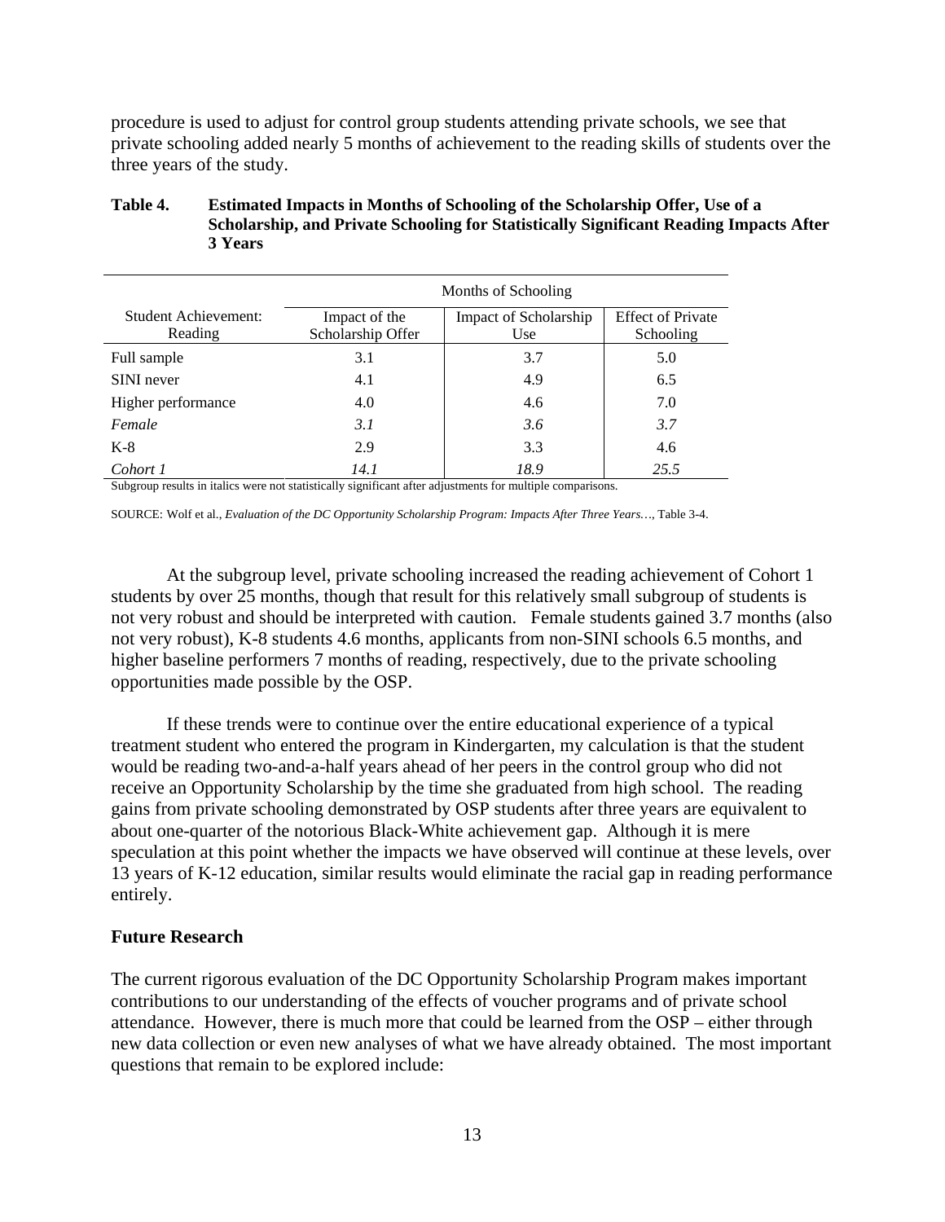procedure is used to adjust for control group students attending private schools, we see that private schooling added nearly 5 months of achievement to the reading skills of students over the three years of the study.

**Table 4. Estimated Impacts in Months of Schooling of the Scholarship Offer, Use of a Scholarship, and Private Schooling for Statistically Significant Reading Impacts After 3 Years**

| | Months of Schooling | | |
|---|---|---|---|
| Student Achievement: Reading | Impact of the Scholarship Offer | Impact of Scholarship Use | Effect of Private Schooling |
| Full sample | 3.1 | 3.7 | 5.0 |
| SINI never | 4.1 | 4.9 | 6.5 |
| Higher performance | 4.0 | 4.6 | 7.0 |
| *Female* | *3.1* | *3.6* | *3.7* |
| K-8 | 2.9 | 3.3 | 4.6 |
| *Cohort 1* | *14.1* | *18.9* | *25.5* |

Subgroup results in italics were not statistically significant after adjustments for multiple comparisons.

SOURCE: Wolf et al., *Evaluation of the DC Opportunity Scholarship Program: Impacts After Three Years…*, Table 3-4.

At the subgroup level, private schooling increased the reading achievement of Cohort 1 students by over 25 months, though that result for this relatively small subgroup of students is not very robust and should be interpreted with caution. Female students gained 3.7 months (also not very robust), K-8 students 4.6 months, applicants from non-SINI schools 6.5 months, and higher baseline performers 7 months of reading, respectively, due to the private schooling opportunities made possible by the OSP.

If these trends were to continue over the entire educational experience of a typical treatment student who entered the program in Kindergarten, my calculation is that the student would be reading two-and-a-half years ahead of her peers in the control group who did not receive an Opportunity Scholarship by the time she graduated from high school. The reading gains from private schooling demonstrated by OSP students after three years are equivalent to about one-quarter of the notorious Black-White achievement gap. Although it is mere speculation at this point whether the impacts we have observed will continue at these levels, over 13 years of K-12 education, similar results would eliminate the racial gap in reading performance entirely.

## Future Research

The current rigorous evaluation of the DC Opportunity Scholarship Program makes important contributions to our understanding of the effects of voucher programs and of private school attendance. However, there is much more that could be learned from the OSP – either through new data collection or even new analyses of what we have already obtained. The most important questions that remain to be explored include: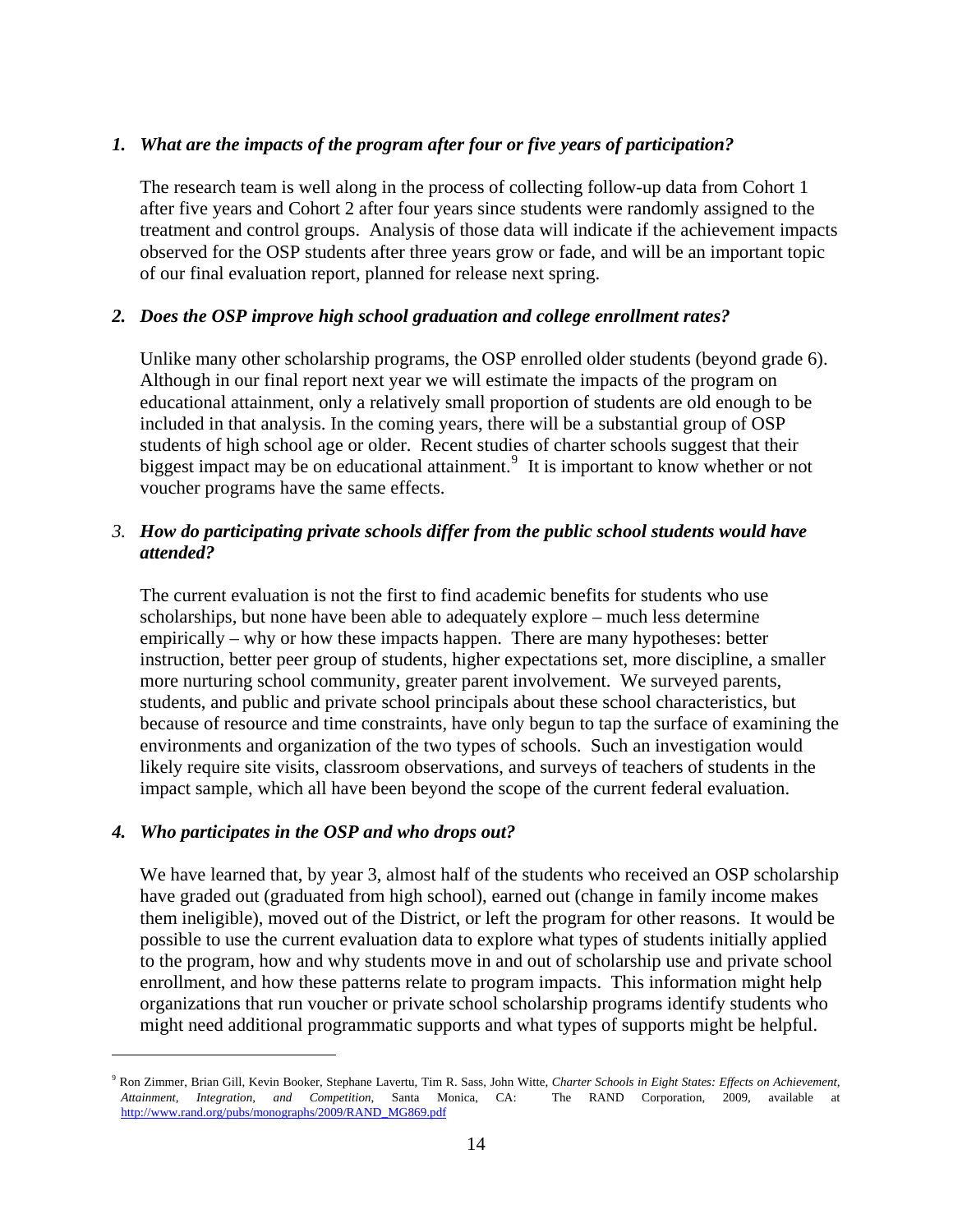1. ***What are the impacts of the program after four or five years of participation?***

   The research team is well along in the process of collecting follow-up data from Cohort 1 after five years and Cohort 2 after four years since students were randomly assigned to the treatment and control groups. Analysis of those data will indicate if the achievement impacts observed for the OSP students after three years grow or fade, and will be an important topic of our final evaluation report, planned for release next spring.

2. ***Does the OSP improve high school graduation and college enrollment rates?***

   Unlike many other scholarship programs, the OSP enrolled older students (beyond grade 6). Although in our final report next year we will estimate the impacts of the program on educational attainment, only a relatively small proportion of students are old enough to be included in that analysis. In the coming years, there will be a substantial group of OSP students of high school age or older. Recent studies of charter schools suggest that their biggest impact may be on educational attainment.[9] It is important to know whether or not voucher programs have the same effects.

3. ***How do participating private schools differ from the public school students would have attended?***

   The current evaluation is not the first to find academic benefits for students who use scholarships, but none have been able to adequately explore – much less determine empirically – why or how these impacts happen. There are many hypotheses: better instruction, better peer group of students, higher expectations set, more discipline, a smaller more nurturing school community, greater parent involvement. We surveyed parents, students, and public and private school principals about these school characteristics, but because of resource and time constraints, have only begun to tap the surface of examining the environments and organization of the two types of schools. Such an investigation would likely require site visits, classroom observations, and surveys of teachers of students in the impact sample, which all have been beyond the scope of the current federal evaluation.

4. ***Who participates in the OSP and who drops out?***

   We have learned that, by year 3, almost half of the students who received an OSP scholarship have graded out (graduated from high school), earned out (change in family income makes them ineligible), moved out of the District, or left the program for other reasons. It would be possible to use the current evaluation data to explore what types of students initially applied to the program, how and why students move in and out of scholarship use and private school enrollment, and how these patterns relate to program impacts. This information might help organizations that run voucher or private school scholarship programs identify students who might need additional programmatic supports and what types of supports might be helpful.

---

[9] Ron Zimmer, Brian Gill, Kevin Booker, Stephane Lavertu, Tim R. Sass, John Witte, *Charter Schools in Eight States: Effects on Achievement, Attainment, Integration, and Competition*, Santa Monica, CA: The RAND Corporation, 2009, available at http://www.rand.org/pubs/monographs/2009/RAND_MG869.pdf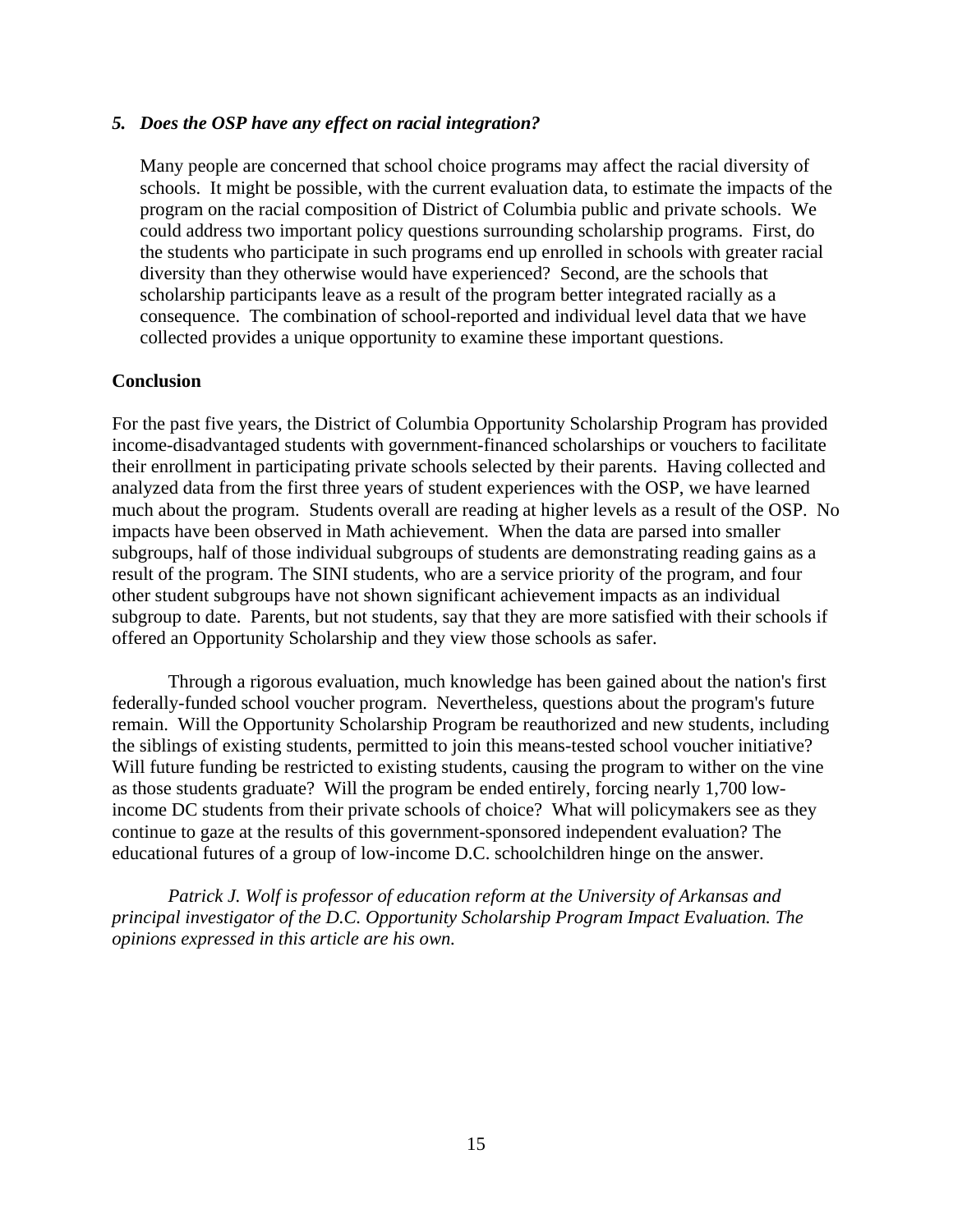*5. Does the OSP have any effect on racial integration?*

Many people are concerned that school choice programs may affect the racial diversity of schools. It might be possible, with the current evaluation data, to estimate the impacts of the program on the racial composition of District of Columbia public and private schools. We could address two important policy questions surrounding scholarship programs. First, do the students who participate in such programs end up enrolled in schools with greater racial diversity than they otherwise would have experienced? Second, are the schools that scholarship participants leave as a result of the program better integrated racially as a consequence. The combination of school-reported and individual level data that we have collected provides a unique opportunity to examine these important questions.

**Conclusion**

For the past five years, the District of Columbia Opportunity Scholarship Program has provided income-disadvantaged students with government-financed scholarships or vouchers to facilitate their enrollment in participating private schools selected by their parents. Having collected and analyzed data from the first three years of student experiences with the OSP, we have learned much about the program. Students overall are reading at higher levels as a result of the OSP. No impacts have been observed in Math achievement. When the data are parsed into smaller subgroups, half of those individual subgroups of students are demonstrating reading gains as a result of the program. The SINI students, who are a service priority of the program, and four other student subgroups have not shown significant achievement impacts as an individual subgroup to date. Parents, but not students, say that they are more satisfied with their schools if offered an Opportunity Scholarship and they view those schools as safer.

Through a rigorous evaluation, much knowledge has been gained about the nation's first federally-funded school voucher program. Nevertheless, questions about the program's future remain. Will the Opportunity Scholarship Program be reauthorized and new students, including the siblings of existing students, permitted to join this means-tested school voucher initiative? Will future funding be restricted to existing students, causing the program to wither on the vine as those students graduate? Will the program be ended entirely, forcing nearly 1,700 low-income DC students from their private schools of choice? What will policymakers see as they continue to gaze at the results of this government-sponsored independent evaluation? The educational futures of a group of low-income D.C. schoolchildren hinge on the answer.

*Patrick J. Wolf is professor of education reform at the University of Arkansas and principal investigator of the D.C. Opportunity Scholarship Program Impact Evaluation. The opinions expressed in this article are his own.*